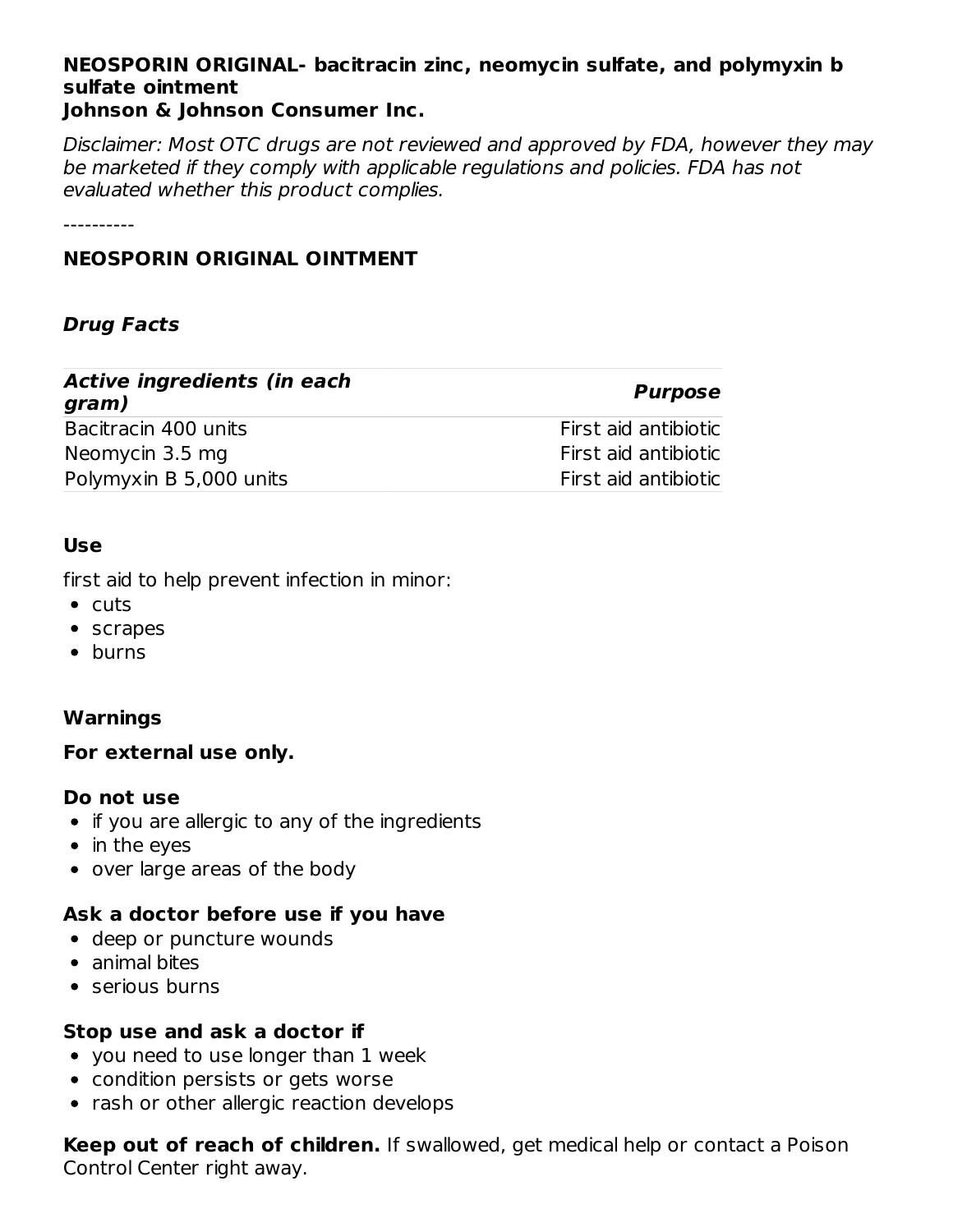**NEOSPORIN ORIGINAL- bacitracin zinc, neomycin sulfate, and polymyxin b sulfate ointment**
**Johnson & Johnson Consumer Inc.**

*Disclaimer: Most OTC drugs are not reviewed and approved by FDA, however they may be marketed if they comply with applicable regulations and policies. FDA has not evaluated whether this product complies.*

----------

## NEOSPORIN ORIGINAL OINTMENT

### *Drug Facts*

| *Active ingredients (in each gram)* | *Purpose* |
| --- | --- |
| Bacitracin 400 units | First aid antibiotic |
| Neomycin 3.5 mg | First aid antibiotic |
| Polymyxin B 5,000 units | First aid antibiotic |

### Use

first aid to help prevent infection in minor:

- cuts
- scrapes
- burns

### Warnings

**For external use only.**

**Do not use**

- if you are allergic to any of the ingredients
- in the eyes
- over large areas of the body

**Ask a doctor before use if you have**

- deep or puncture wounds
- animal bites
- serious burns

**Stop use and ask a doctor if**

- you need to use longer than 1 week
- condition persists or gets worse
- rash or other allergic reaction develops

**Keep out of reach of children.** If swallowed, get medical help or contact a Poison Control Center right away.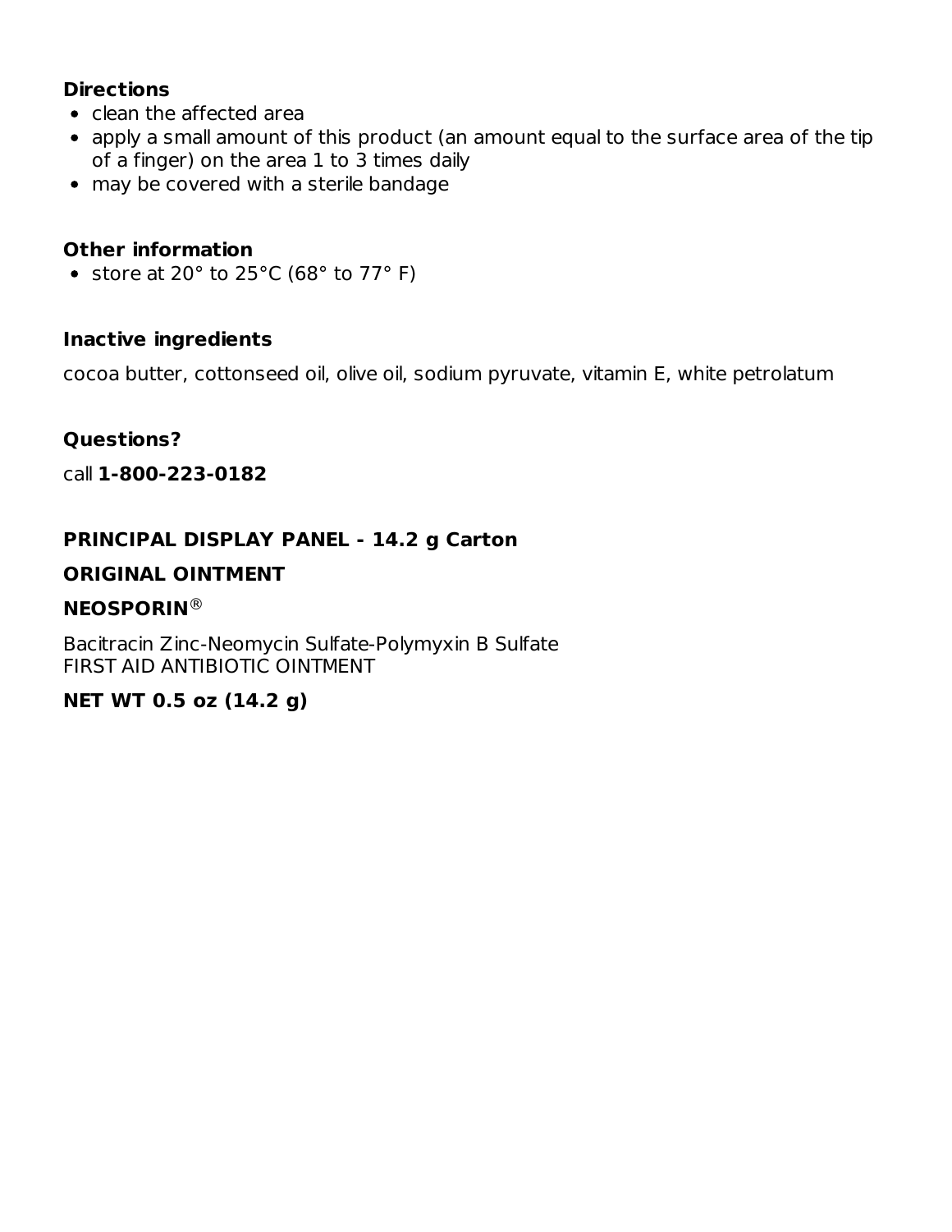**Directions**

- clean the affected area
- apply a small amount of this product (an amount equal to the surface area of the tip of a finger) on the area 1 to 3 times daily
- may be covered with a sterile bandage

**Other information**

- store at 20° to 25°C (68° to 77° F)

**Inactive ingredients**

cocoa butter, cottonseed oil, olive oil, sodium pyruvate, vitamin E, white petrolatum

**Questions?**

call **1-800-223-0182**

**PRINCIPAL DISPLAY PANEL - 14.2 g Carton**

**ORIGINAL OINTMENT**

**NEOSPORIN®**

Bacitracin Zinc-Neomycin Sulfate-Polymyxin B Sulfate
FIRST AID ANTIBIOTIC OINTMENT

**NET WT 0.5 oz (14.2 g)**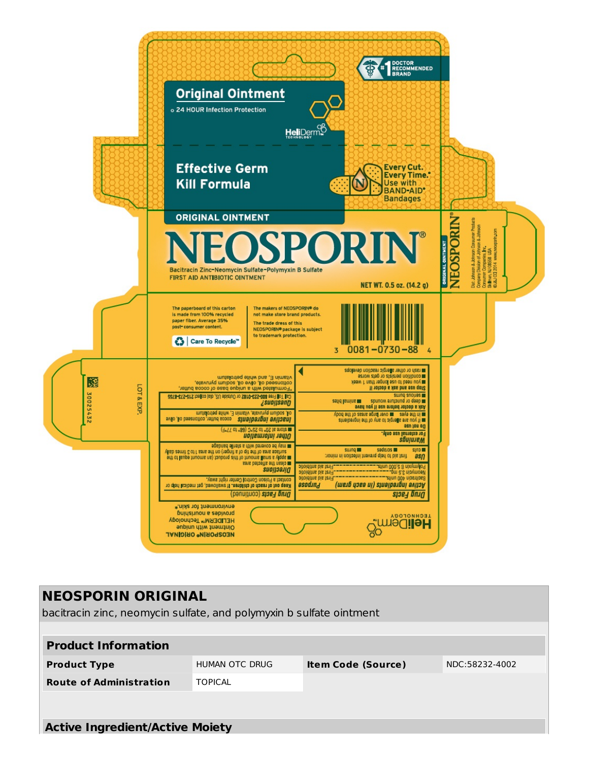Original Ointment

24 HOUR Infection Protection

HeliDerm TECHNOLOGY

#1 DOCTOR RECOMMENDED BRAND

Effective Germ Kill Formula

Every Cut. Every Time.* Use with BAND-AID® Bandages

ORIGINAL OINTMENT

# NEOSPORIN®

Bacitracin Zinc-Neomycin Sulfate-Polymyxin B Sulfate
FIRST AID ANTIBIOTIC OINTMENT

NET WT. 0.5 oz. (14.2 g)

ORIGINAL OINTMENT NEOSPORIN®

Dist: Johnson & Johnson Consumer Products Company Division of Johnson & Johnson Consumer Companies, Inc. Skillman, NJ 08558 USA ©J&JCCI 2014 www.neosporin.com

The paperboard of this carton is made from 100% recycled paper fiber. Average 35% post-consumer content.

Care To Recycle™

The makers of NEOSPORIN® do not make store brand products.

The trade dress of this NEOSPORIN® package is subject to trademark protection.

3 0081-0730-88 4

30025432

LOT & EXP.

**Drug Facts**

| Active ingredients (in each gram) | Purpose |
|---|---|
| Bacitracin 400 units | First aid antibiotic |
| Neomycin 3.5 mg | First aid antibiotic |
| Polymyxin B 5,000 units | First aid antibiotic |

**Use** first aid to help prevent infection in minor:
- cuts
- scrapes
- burns

**Warnings**

For external use only.

**Do not use**
- if you are allergic to any of the ingredients
- in the eyes
- over large areas of the body

**Ask a doctor before use if you have**
- deep or puncture wounds
- animal bites
- serious burns

**Stop use and ask a doctor if**
- you need to use longer than 1 week
- condition persists or gets worse
- rash or other allergic reaction develops

**Drug Facts (continued)**

**Keep out of reach of children.** If swallowed, get medical help or contact a Poison Control Center right away.

**Directions**
- clean the affected area
- apply a small amount of this product (an amount equal to the surface area of the tip of a finger) on the area 1 to 3 times daily
- may be covered with a sterile bandage

**Other information**
- store at 20° to 25°C (68° to 77°F)

**Inactive ingredients** cocoa butter, cottonseed oil, olive oil, sodium pyruvate, vitamin E, white petrolatum

**Questions?** Call Toll Free 800-223-0182 or Outside US, dial collect 215-273-8755

*Formulated with a unique base of cocoa butter, cottonseed oil, olive oil, sodium pyruvate, vitamin E, and white petrolatum

NEOSPORIN® ORIGINAL Ointment with unique HELIDERM™ Technology provides a nourishing environment for skin.*

HeliDerm™ TECHNOLOGY

## NEOSPORIN ORIGINAL

bacitracin zinc, neomycin sulfate, and polymyxin b sulfate ointment

| Product Information | | | |
|---|---|---|---|
| Product Type | HUMAN OTC DRUG | Item Code (Source) | NDC:58232-4002 |
| Route of Administration | TOPICAL | | |

**Active Ingredient/Active Moiety**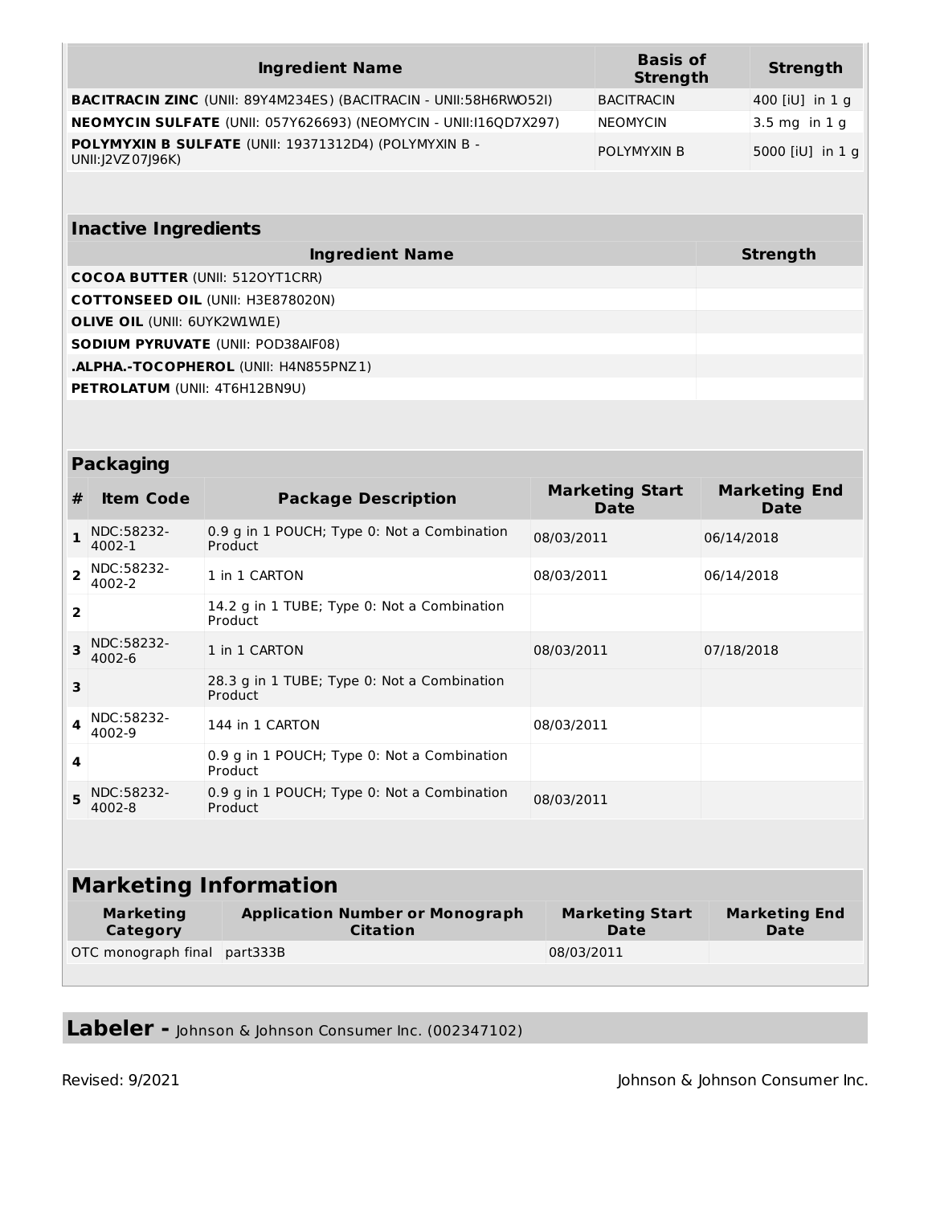| Ingredient Name | Basis of Strength | Strength |
| --- | --- | --- |
| **BACITRACIN ZINC** (UNII: 89Y4M234ES) (BACITRACIN - UNII:58H6RWO52I) | BACITRACIN | 400 [iU] in 1 g |
| **NEOMYCIN SULFATE** (UNII: 057Y626693) (NEOMYCIN - UNII:I16QD7X297) | NEOMYCIN | 3.5 mg in 1 g |
| **POLYMYXIN B SULFATE** (UNII: 19371312D4) (POLYMYXIN B - UNII:J2VZ07J96K) | POLYMYXIN B | 5000 [iU] in 1 g |

### Inactive Ingredients

| Ingredient Name | Strength |
| --- | --- |
| **COCOA BUTTER** (UNII: 512OYT1CRR) | |
| **COTTONSEED OIL** (UNII: H3E878020N) | |
| **OLIVE OIL** (UNII: 6UYK2W1W1E) | |
| **SODIUM PYRUVATE** (UNII: POD38AIF08) | |
| **.ALPHA.-TOCOPHEROL** (UNII: H4N855PNZ1) | |
| **PETROLATUM** (UNII: 4T6H12BN9U) | |

### Packaging

| # | Item Code | Package Description | Marketing Start Date | Marketing End Date |
| --- | --- | --- | --- | --- |
| 1 | NDC:58232-4002-1 | 0.9 g in 1 POUCH; Type 0: Not a Combination Product | 08/03/2011 | 06/14/2018 |
| 2 | NDC:58232-4002-2 | 1 in 1 CARTON | 08/03/2011 | 06/14/2018 |
| 2 | | 14.2 g in 1 TUBE; Type 0: Not a Combination Product | | |
| 3 | NDC:58232-4002-6 | 1 in 1 CARTON | 08/03/2011 | 07/18/2018 |
| 3 | | 28.3 g in 1 TUBE; Type 0: Not a Combination Product | | |
| 4 | NDC:58232-4002-9 | 144 in 1 CARTON | 08/03/2011 | |
| 4 | | 0.9 g in 1 POUCH; Type 0: Not a Combination Product | | |
| 5 | NDC:58232-4002-8 | 0.9 g in 1 POUCH; Type 0: Not a Combination Product | 08/03/2011 | |

## Marketing Information

| Marketing Category | Application Number or Monograph Citation | Marketing Start Date | Marketing End Date |
| --- | --- | --- | --- |
| OTC monograph final | part333B | 08/03/2011 | |

## Labeler - Johnson & Johnson Consumer Inc. (002347102)

Revised: 9/2021

Johnson & Johnson Consumer Inc.